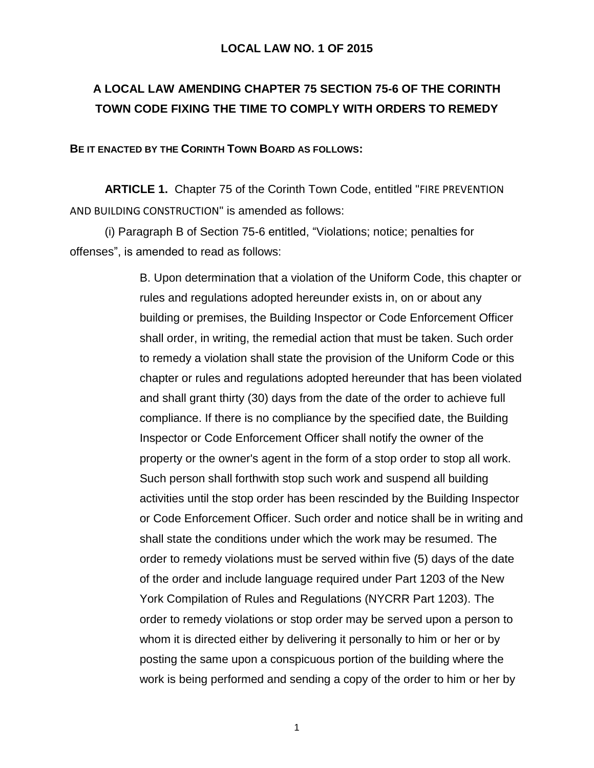**LOCAL LAW NO. 1 OF 2015**

# A LOCAL LAW AMENDING CHAPTER 75 SECTION 75-6 OF THE CORINTH TOWN CODE FIXING THE TIME TO COMPLY WITH ORDERS TO REMEDY

**BE IT ENACTED BY THE CORINTH TOWN BOARD AS FOLLOWS:**

**ARTICLE 1.** Chapter 75 of the Corinth Town Code, entitled "FIRE PREVENTION AND BUILDING CONSTRUCTION" is amended as follows:

(i) Paragraph B of Section 75-6 entitled, "Violations; notice; penalties for offenses", is amended to read as follows:

> B. Upon determination that a violation of the Uniform Code, this chapter or rules and regulations adopted hereunder exists in, on or about any building or premises, the Building Inspector or Code Enforcement Officer shall order, in writing, the remedial action that must be taken. Such order to remedy a violation shall state the provision of the Uniform Code or this chapter or rules and regulations adopted hereunder that has been violated and shall grant thirty (30) days from the date of the order to achieve full compliance. If there is no compliance by the specified date, the Building Inspector or Code Enforcement Officer shall notify the owner of the property or the owner's agent in the form of a stop order to stop all work. Such person shall forthwith stop such work and suspend all building activities until the stop order has been rescinded by the Building Inspector or Code Enforcement Officer. Such order and notice shall be in writing and shall state the conditions under which the work may be resumed. The order to remedy violations must be served within five (5) days of the date of the order and include language required under Part 1203 of the New York Compilation of Rules and Regulations (NYCRR Part 1203). The order to remedy violations or stop order may be served upon a person to whom it is directed either by delivering it personally to him or her or by posting the same upon a conspicuous portion of the building where the work is being performed and sending a copy of the order to him or her by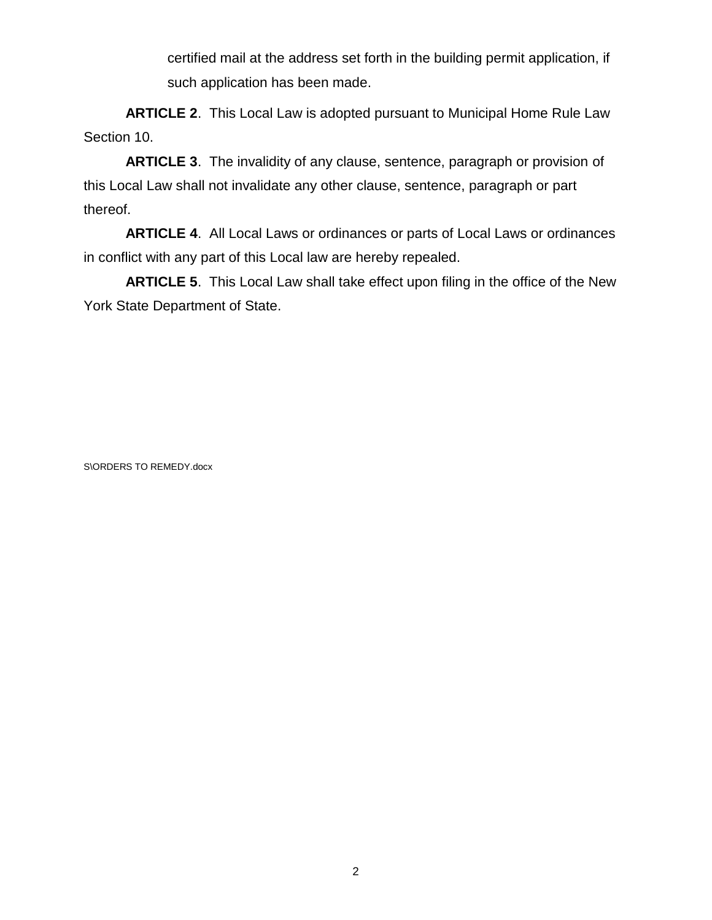certified mail at the address set forth in the building permit application, if such application has been made.

**ARTICLE 2**. This Local Law is adopted pursuant to Municipal Home Rule Law Section 10.

**ARTICLE 3**. The invalidity of any clause, sentence, paragraph or provision of this Local Law shall not invalidate any other clause, sentence, paragraph or part thereof.

**ARTICLE 4**. All Local Laws or ordinances or parts of Local Laws or ordinances in conflict with any part of this Local law are hereby repealed.

**ARTICLE 5**. This Local Law shall take effect upon filing in the office of the New York State Department of State.

S\ORDERS TO REMEDY.docx